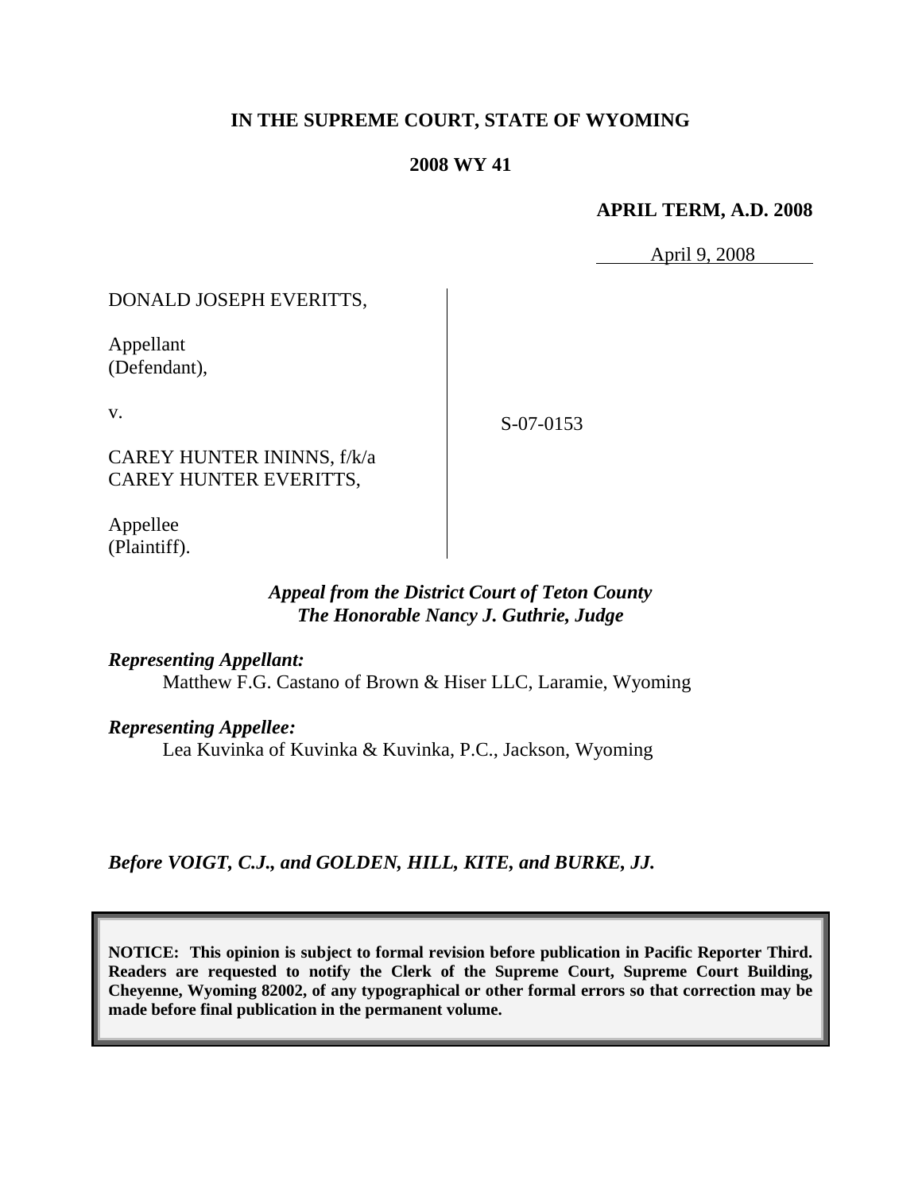**IN THE SUPREME COURT, STATE OF WYOMING**

**2008 WY 41**

**APRIL TERM, A.D. 2008**

April 9, 2008

DONALD JOSEPH EVERITTS,

Appellant
(Defendant),

v.

CAREY HUNTER ININNS, f/k/a
CAREY HUNTER EVERITTS,

Appellee
(Plaintiff).

S-07-0153

*Appeal from the District Court of Teton County*
*The Honorable Nancy J. Guthrie, Judge*

***Representing Appellant:***
Matthew F.G. Castano of Brown & Hiser LLC, Laramie, Wyoming

***Representing Appellee:***
Lea Kuvinka of Kuvinka & Kuvinka, P.C., Jackson, Wyoming

***Before VOIGT, C.J., and GOLDEN, HILL, KITE, and BURKE, JJ.***

**NOTICE: This opinion is subject to formal revision before publication in Pacific Reporter Third. Readers are requested to notify the Clerk of the Supreme Court, Supreme Court Building, Cheyenne, Wyoming 82002, of any typographical or other formal errors so that correction may be made before final publication in the permanent volume.**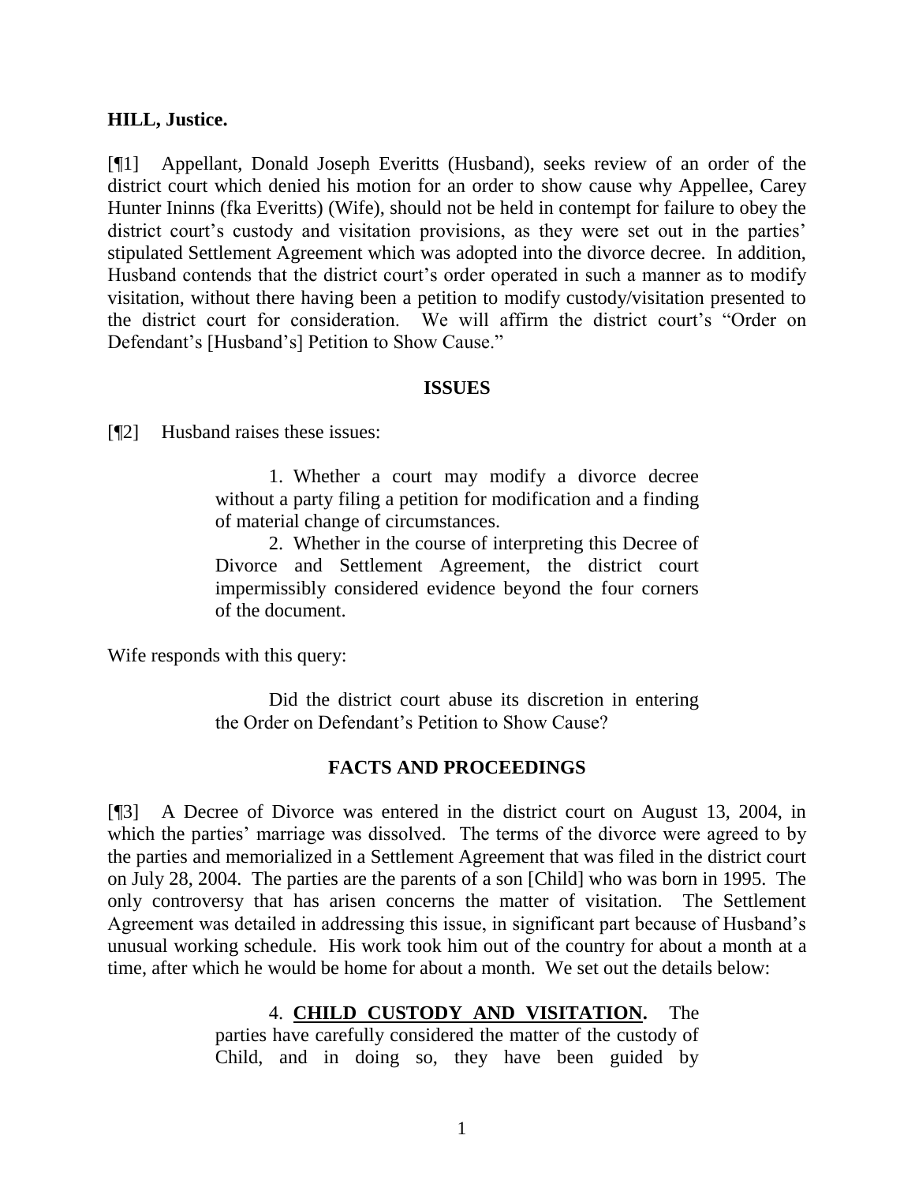**HILL, Justice.**

[¶1] Appellant, Donald Joseph Everitts (Husband), seeks review of an order of the district court which denied his motion for an order to show cause why Appellee, Carey Hunter Ininns (fka Everitts) (Wife), should not be held in contempt for failure to obey the district court's custody and visitation provisions, as they were set out in the parties' stipulated Settlement Agreement which was adopted into the divorce decree. In addition, Husband contends that the district court's order operated in such a manner as to modify visitation, without there having been a petition to modify custody/visitation presented to the district court for consideration. We will affirm the district court's "Order on Defendant's [Husband's] Petition to Show Cause."

## ISSUES

[¶2] Husband raises these issues:

> 1. Whether a court may modify a divorce decree without a party filing a petition for modification and a finding of material change of circumstances.
>
> 2. Whether in the course of interpreting this Decree of Divorce and Settlement Agreement, the district court impermissibly considered evidence beyond the four corners of the document.

Wife responds with this query:

> Did the district court abuse its discretion in entering the Order on Defendant's Petition to Show Cause?

## FACTS AND PROCEEDINGS

[¶3] A Decree of Divorce was entered in the district court on August 13, 2004, in which the parties' marriage was dissolved. The terms of the divorce were agreed to by the parties and memorialized in a Settlement Agreement that was filed in the district court on July 28, 2004. The parties are the parents of a son [Child] who was born in 1995. The only controversy that has arisen concerns the matter of visitation. The Settlement Agreement was detailed in addressing this issue, in significant part because of Husband's unusual working schedule. His work took him out of the country for about a month at a time, after which he would be home for about a month. We set out the details below:

> 4. **<u>CHILD CUSTODY AND VISITATION</u>.** The parties have carefully considered the matter of the custody of Child, and in doing so, they have been guided by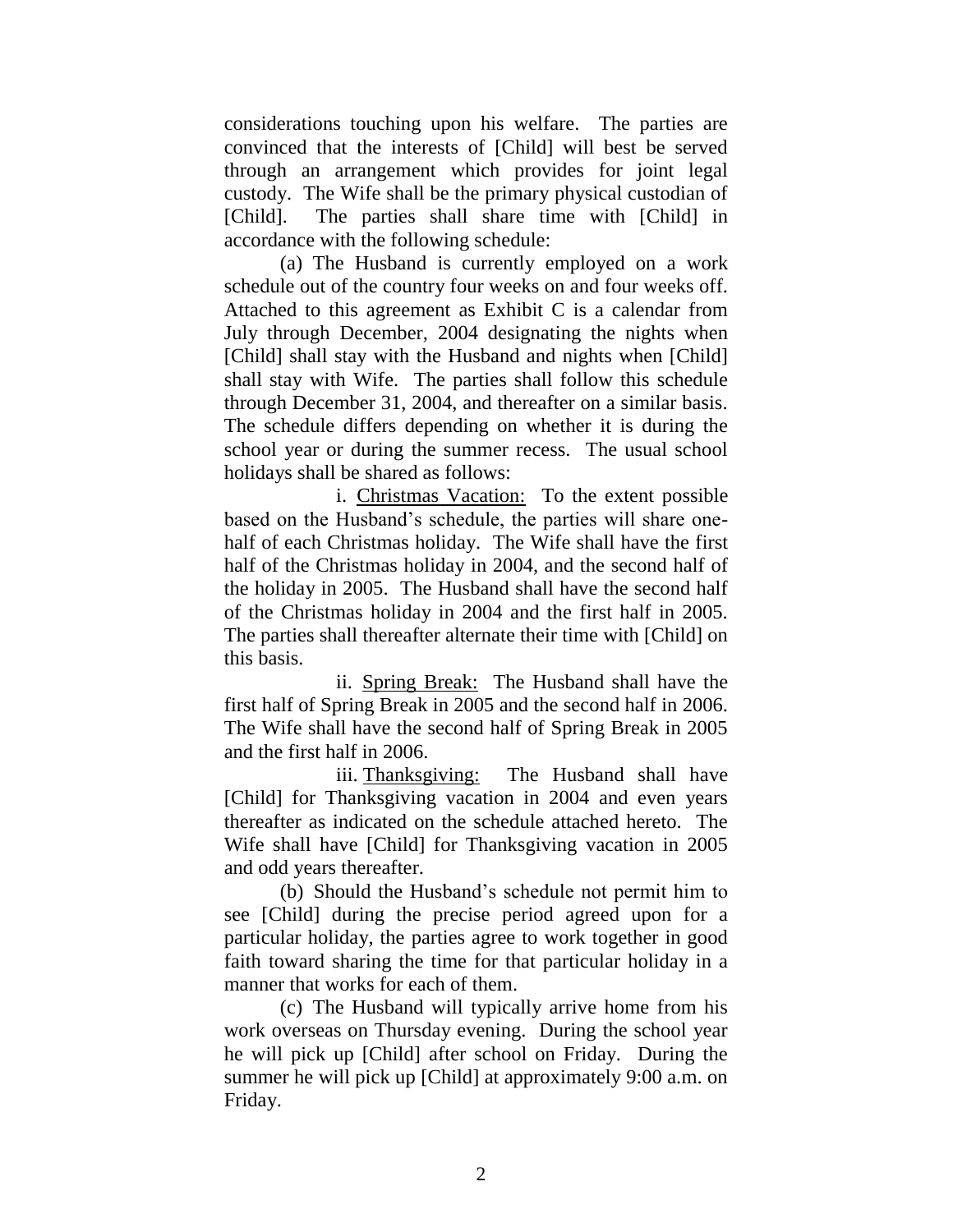considerations touching upon his welfare. The parties are convinced that the interests of [Child] will best be served through an arrangement which provides for joint legal custody. The Wife shall be the primary physical custodian of [Child]. The parties shall share time with [Child] in accordance with the following schedule:

(a) The Husband is currently employed on a work schedule out of the country four weeks on and four weeks off. Attached to this agreement as Exhibit C is a calendar from July through December, 2004 designating the nights when [Child] shall stay with the Husband and nights when [Child] shall stay with Wife. The parties shall follow this schedule through December 31, 2004, and thereafter on a similar basis. The schedule differs depending on whether it is during the school year or during the summer recess. The usual school holidays shall be shared as follows:

i. <u>Christmas Vacation:</u> To the extent possible based on the Husband's schedule, the parties will share one-half of each Christmas holiday. The Wife shall have the first half of the Christmas holiday in 2004, and the second half of the holiday in 2005. The Husband shall have the second half of the Christmas holiday in 2004 and the first half in 2005. The parties shall thereafter alternate their time with [Child] on this basis.

ii. <u>Spring Break:</u> The Husband shall have the first half of Spring Break in 2005 and the second half in 2006. The Wife shall have the second half of Spring Break in 2005 and the first half in 2006.

iii. <u>Thanksgiving:</u> The Husband shall have [Child] for Thanksgiving vacation in 2004 and even years thereafter as indicated on the schedule attached hereto. The Wife shall have [Child] for Thanksgiving vacation in 2005 and odd years thereafter.

(b) Should the Husband's schedule not permit him to see [Child] during the precise period agreed upon for a particular holiday, the parties agree to work together in good faith toward sharing the time for that particular holiday in a manner that works for each of them.

(c) The Husband will typically arrive home from his work overseas on Thursday evening. During the school year he will pick up [Child] after school on Friday. During the summer he will pick up [Child] at approximately 9:00 a.m. on Friday.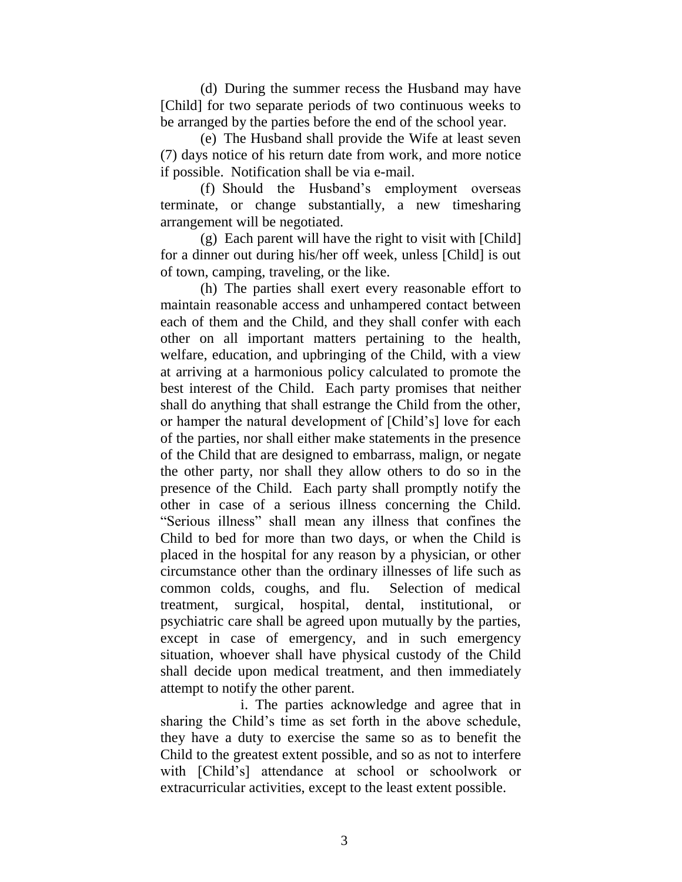(d) During the summer recess the Husband may have [Child] for two separate periods of two continuous weeks to be arranged by the parties before the end of the school year.

(e) The Husband shall provide the Wife at least seven (7) days notice of his return date from work, and more notice if possible. Notification shall be via e-mail.

(f) Should the Husband's employment overseas terminate, or change substantially, a new timesharing arrangement will be negotiated.

(g) Each parent will have the right to visit with [Child] for a dinner out during his/her off week, unless [Child] is out of town, camping, traveling, or the like.

(h) The parties shall exert every reasonable effort to maintain reasonable access and unhampered contact between each of them and the Child, and they shall confer with each other on all important matters pertaining to the health, welfare, education, and upbringing of the Child, with a view at arriving at a harmonious policy calculated to promote the best interest of the Child. Each party promises that neither shall do anything that shall estrange the Child from the other, or hamper the natural development of [Child's] love for each of the parties, nor shall either make statements in the presence of the Child that are designed to embarrass, malign, or negate the other party, nor shall they allow others to do so in the presence of the Child. Each party shall promptly notify the other in case of a serious illness concerning the Child. "Serious illness" shall mean any illness that confines the Child to bed for more than two days, or when the Child is placed in the hospital for any reason by a physician, or other circumstance other than the ordinary illnesses of life such as common colds, coughs, and flu. Selection of medical treatment, surgical, hospital, dental, institutional, or psychiatric care shall be agreed upon mutually by the parties, except in case of emergency, and in such emergency situation, whoever shall have physical custody of the Child shall decide upon medical treatment, and then immediately attempt to notify the other parent.

i. The parties acknowledge and agree that in sharing the Child's time as set forth in the above schedule, they have a duty to exercise the same so as to benefit the Child to the greatest extent possible, and so as not to interfere with [Child's] attendance at school or schoolwork or extracurricular activities, except to the least extent possible.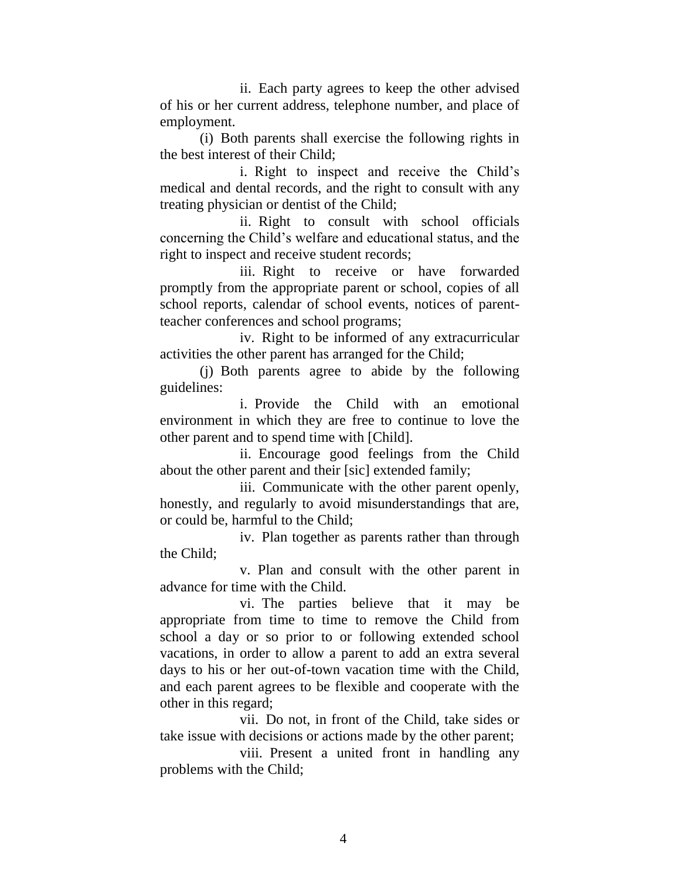ii. Each party agrees to keep the other advised of his or her current address, telephone number, and place of employment.

(i) Both parents shall exercise the following rights in the best interest of their Child;

i. Right to inspect and receive the Child's medical and dental records, and the right to consult with any treating physician or dentist of the Child;

ii. Right to consult with school officials concerning the Child's welfare and educational status, and the right to inspect and receive student records;

iii. Right to receive or have forwarded promptly from the appropriate parent or school, copies of all school reports, calendar of school events, notices of parent-teacher conferences and school programs;

iv. Right to be informed of any extracurricular activities the other parent has arranged for the Child;

(j) Both parents agree to abide by the following guidelines:

i. Provide the Child with an emotional environment in which they are free to continue to love the other parent and to spend time with [Child].

ii. Encourage good feelings from the Child about the other parent and their [sic] extended family;

iii. Communicate with the other parent openly, honestly, and regularly to avoid misunderstandings that are, or could be, harmful to the Child;

iv. Plan together as parents rather than through the Child;

v. Plan and consult with the other parent in advance for time with the Child.

vi. The parties believe that it may be appropriate from time to time to remove the Child from school a day or so prior to or following extended school vacations, in order to allow a parent to add an extra several days to his or her out-of-town vacation time with the Child, and each parent agrees to be flexible and cooperate with the other in this regard;

vii. Do not, in front of the Child, take sides or take issue with decisions or actions made by the other parent;

viii. Present a united front in handling any problems with the Child;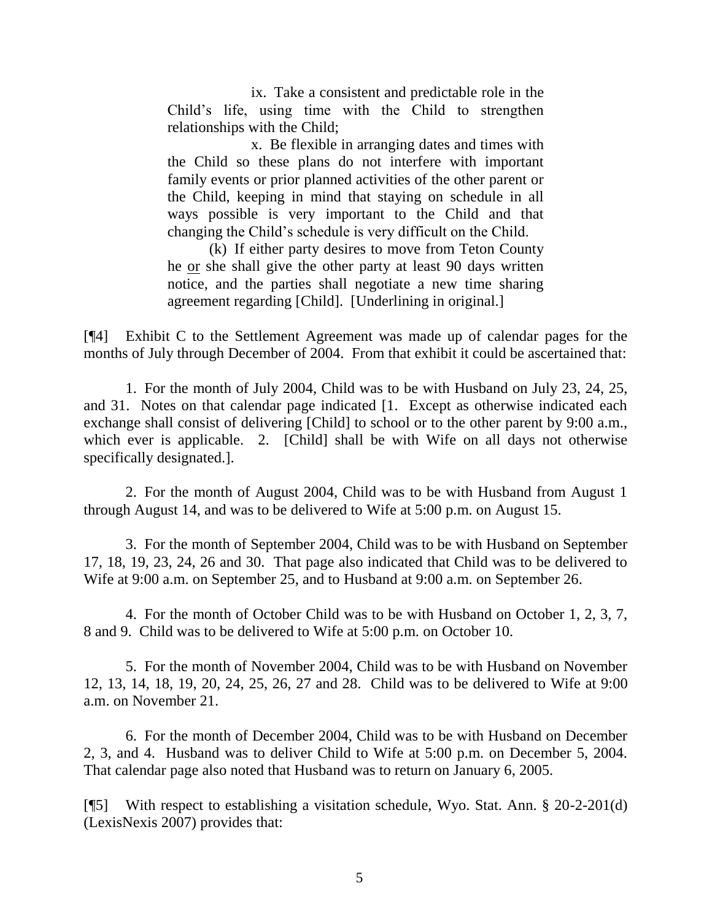ix. Take a consistent and predictable role in the Child's life, using time with the Child to strengthen relationships with the Child;

x. Be flexible in arranging dates and times with the Child so these plans do not interfere with important family events or prior planned activities of the other parent or the Child, keeping in mind that staying on schedule in all ways possible is very important to the Child and that changing the Child's schedule is very difficult on the Child.

(k) If either party desires to move from Teton County he <u>or</u> she shall give the other party at least 90 days written notice, and the parties shall negotiate a new time sharing agreement regarding [Child]. [Underlining in original.]

[¶4] Exhibit C to the Settlement Agreement was made up of calendar pages for the months of July through December of 2004. From that exhibit it could be ascertained that:

1. For the month of July 2004, Child was to be with Husband on July 23, 24, 25, and 31. Notes on that calendar page indicated [1. Except as otherwise indicated each exchange shall consist of delivering [Child] to school or to the other parent by 9:00 a.m., which ever is applicable. 2. [Child] shall be with Wife on all days not otherwise specifically designated.].

2. For the month of August 2004, Child was to be with Husband from August 1 through August 14, and was to be delivered to Wife at 5:00 p.m. on August 15.

3. For the month of September 2004, Child was to be with Husband on September 17, 18, 19, 23, 24, 26 and 30. That page also indicated that Child was to be delivered to Wife at 9:00 a.m. on September 25, and to Husband at 9:00 a.m. on September 26.

4. For the month of October Child was to be with Husband on October 1, 2, 3, 7, 8 and 9. Child was to be delivered to Wife at 5:00 p.m. on October 10.

5. For the month of November 2004, Child was to be with Husband on November 12, 13, 14, 18, 19, 20, 24, 25, 26, 27 and 28. Child was to be delivered to Wife at 9:00 a.m. on November 21.

6. For the month of December 2004, Child was to be with Husband on December 2, 3, and 4. Husband was to deliver Child to Wife at 5:00 p.m. on December 5, 2004. That calendar page also noted that Husband was to return on January 6, 2005.

[¶5] With respect to establishing a visitation schedule, Wyo. Stat. Ann. § 20-2-201(d) (LexisNexis 2007) provides that: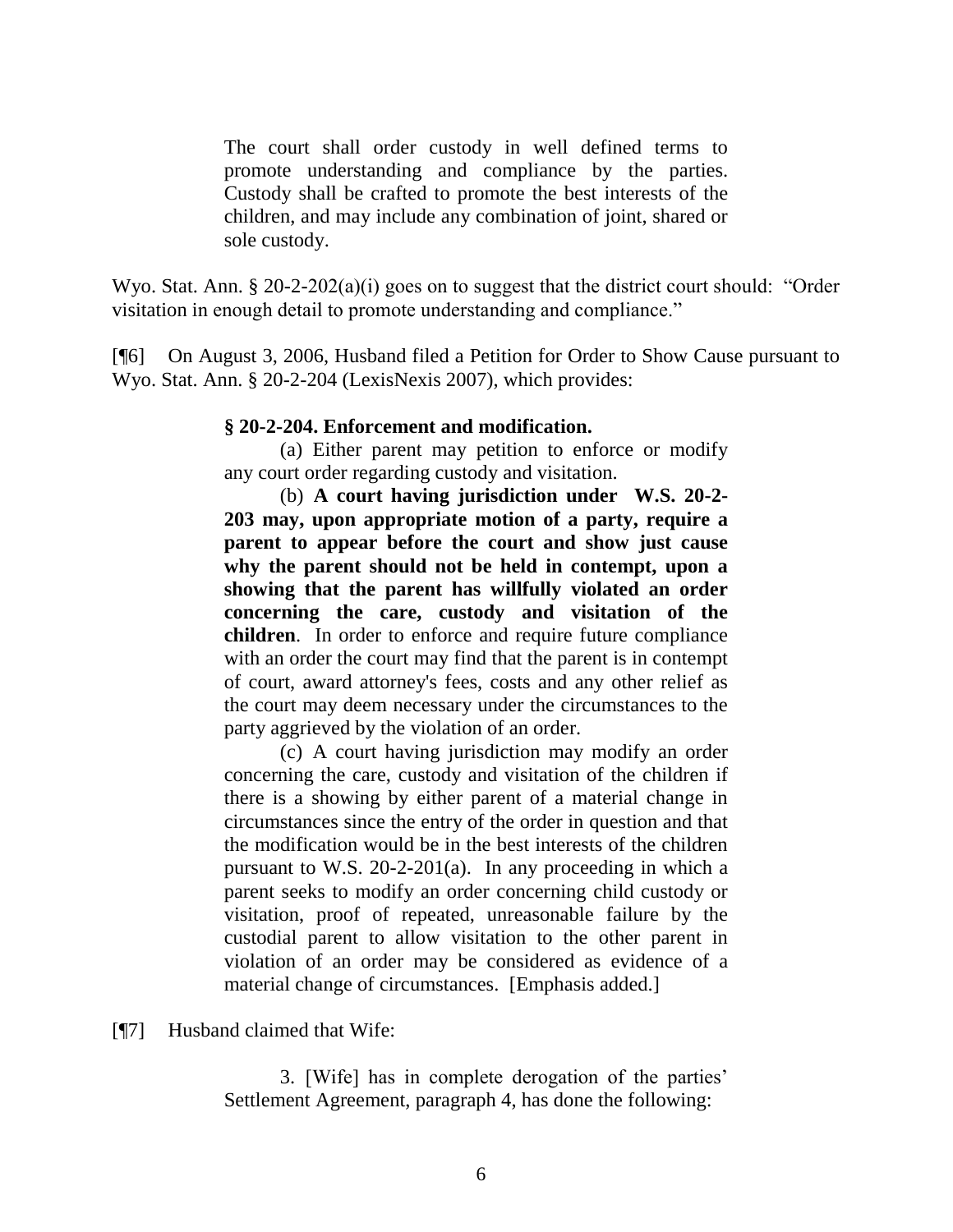> The court shall order custody in well defined terms to promote understanding and compliance by the parties. Custody shall be crafted to promote the best interests of the children, and may include any combination of joint, shared or sole custody.

Wyo. Stat. Ann. § 20-2-202(a)(i) goes on to suggest that the district court should: "Order visitation in enough detail to promote understanding and compliance."

[¶6] On August 3, 2006, Husband filed a Petition for Order to Show Cause pursuant to Wyo. Stat. Ann. § 20-2-204 (LexisNexis 2007), which provides:

> **§ 20-2-204. Enforcement and modification.**
>
> (a) Either parent may petition to enforce or modify any court order regarding custody and visitation.
>
> (b) **A court having jurisdiction under W.S. 20-2-203 may, upon appropriate motion of a party, require a parent to appear before the court and show just cause why the parent should not be held in contempt, upon a showing that the parent has willfully violated an order concerning the care, custody and visitation of the children**. In order to enforce and require future compliance with an order the court may find that the parent is in contempt of court, award attorney's fees, costs and any other relief as the court may deem necessary under the circumstances to the party aggrieved by the violation of an order.
>
> (c) A court having jurisdiction may modify an order concerning the care, custody and visitation of the children if there is a showing by either parent of a material change in circumstances since the entry of the order in question and that the modification would be in the best interests of the children pursuant to W.S. 20-2-201(a). In any proceeding in which a parent seeks to modify an order concerning child custody or visitation, proof of repeated, unreasonable failure by the custodial parent to allow visitation to the other parent in violation of an order may be considered as evidence of a material change of circumstances. [Emphasis added.]

[¶7] Husband claimed that Wife:

> 3. [Wife] has in complete derogation of the parties' Settlement Agreement, paragraph 4, has done the following: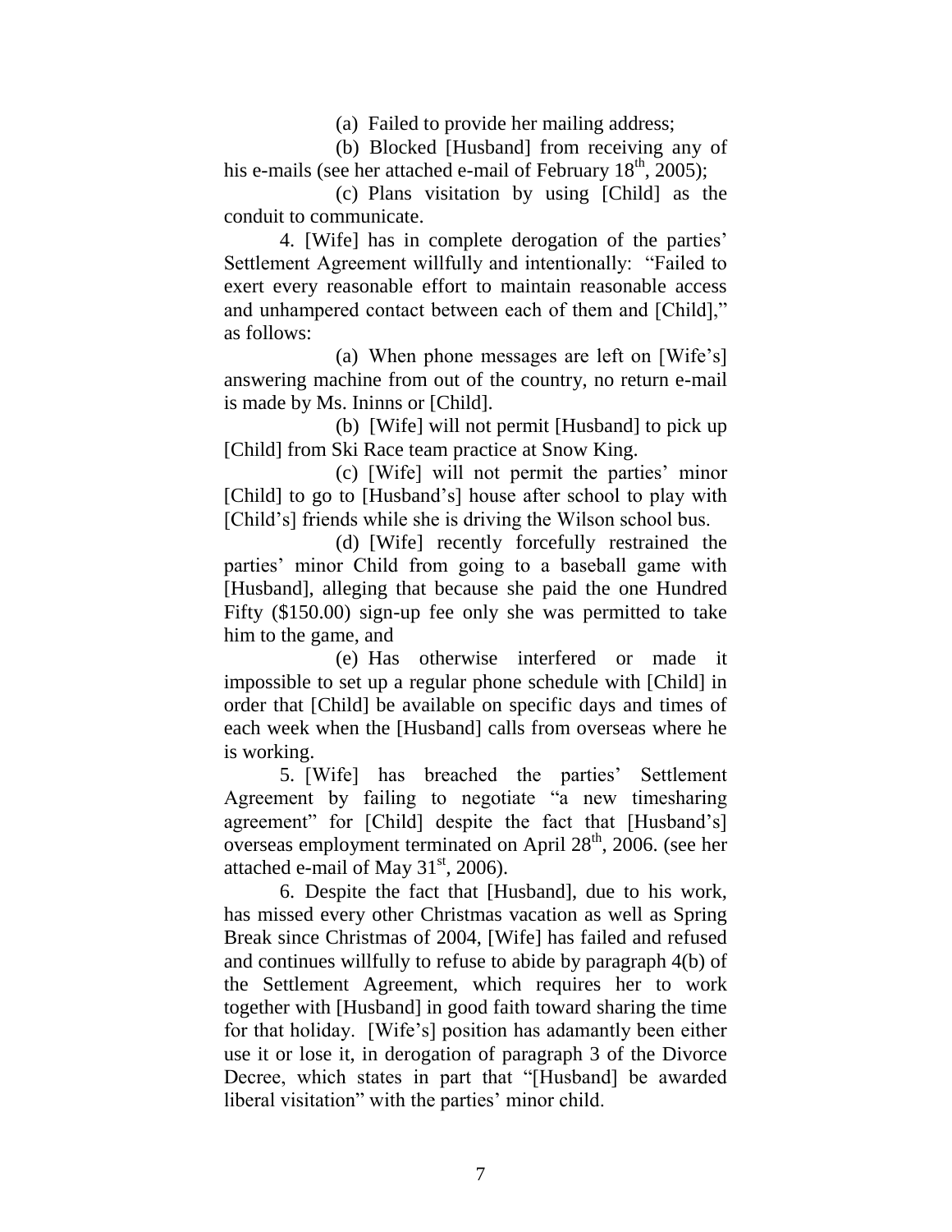(a) Failed to provide her mailing address;

(b) Blocked [Husband] from receiving any of his e-mails (see her attached e-mail of February 18th, 2005);

(c) Plans visitation by using [Child] as the conduit to communicate.

4. [Wife] has in complete derogation of the parties' Settlement Agreement willfully and intentionally: "Failed to exert every reasonable effort to maintain reasonable access and unhampered contact between each of them and [Child]," as follows:

(a) When phone messages are left on [Wife's] answering machine from out of the country, no return e-mail is made by Ms. Ininns or [Child].

(b) [Wife] will not permit [Husband] to pick up [Child] from Ski Race team practice at Snow King.

(c) [Wife] will not permit the parties' minor [Child] to go to [Husband's] house after school to play with [Child's] friends while she is driving the Wilson school bus.

(d) [Wife] recently forcefully restrained the parties' minor Child from going to a baseball game with [Husband], alleging that because she paid the one Hundred Fifty ($150.00) sign-up fee only she was permitted to take him to the game, and

(e) Has otherwise interfered or made it impossible to set up a regular phone schedule with [Child] in order that [Child] be available on specific days and times of each week when the [Husband] calls from overseas where he is working.

5. [Wife] has breached the parties' Settlement Agreement by failing to negotiate "a new timesharing agreement" for [Child] despite the fact that [Husband's] overseas employment terminated on April 28th, 2006. (see her attached e-mail of May 31st, 2006).

6. Despite the fact that [Husband], due to his work, has missed every other Christmas vacation as well as Spring Break since Christmas of 2004, [Wife] has failed and refused and continues willfully to refuse to abide by paragraph 4(b) of the Settlement Agreement, which requires her to work together with [Husband] in good faith toward sharing the time for that holiday. [Wife's] position has adamantly been either use it or lose it, in derogation of paragraph 3 of the Divorce Decree, which states in part that "[Husband] be awarded liberal visitation" with the parties' minor child.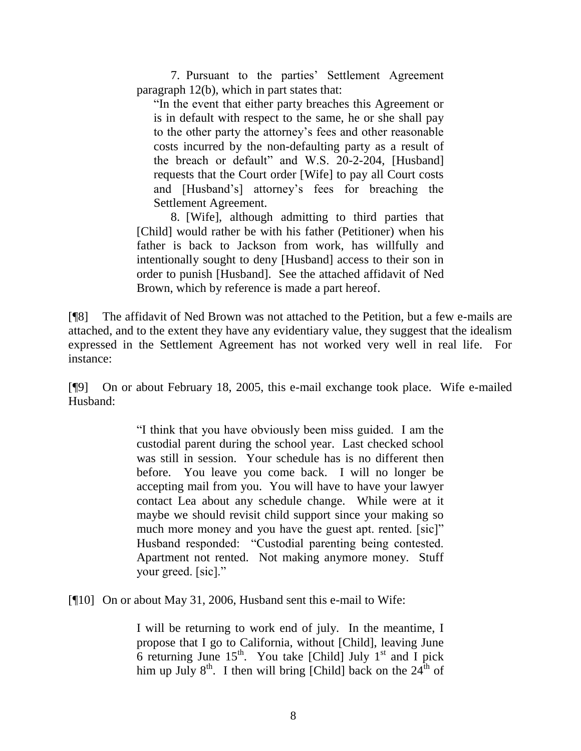7. Pursuant to the parties' Settlement Agreement paragraph 12(b), which in part states that:

> "In the event that either party breaches this Agreement or is in default with respect to the same, he or she shall pay to the other party the attorney's fees and other reasonable costs incurred by the non-defaulting party as a result of the breach or default" and W.S. 20-2-204, [Husband] requests that the Court order [Wife] to pay all Court costs and [Husband's] attorney's fees for breaching the Settlement Agreement.

8. [Wife], although admitting to third parties that [Child] would rather be with his father (Petitioner) when his father is back to Jackson from work, has willfully and intentionally sought to deny [Husband] access to their son in order to punish [Husband]. See the attached affidavit of Ned Brown, which by reference is made a part hereof.

[¶8] The affidavit of Ned Brown was not attached to the Petition, but a few e-mails are attached, and to the extent they have any evidentiary value, they suggest that the idealism expressed in the Settlement Agreement has not worked very well in real life. For instance:

[¶9] On or about February 18, 2005, this e-mail exchange took place. Wife e-mailed Husband:

> "I think that you have obviously been miss guided. I am the custodial parent during the school year. Last checked school was still in session. Your schedule has is no different then before. You leave you come back. I will no longer be accepting mail from you. You will have to have your lawyer contact Lea about any schedule change. While were at it maybe we should revisit child support since your making so much more money and you have the guest apt. rented. [sic]" Husband responded: "Custodial parenting being contested. Apartment not rented. Not making anymore money. Stuff your greed. [sic]."

[¶10] On or about May 31, 2006, Husband sent this e-mail to Wife:

> I will be returning to work end of july. In the meantime, I propose that I go to California, without [Child], leaving June 6 returning June 15th. You take [Child] July 1st and I pick him up July 8th. I then will bring [Child] back on the 24th of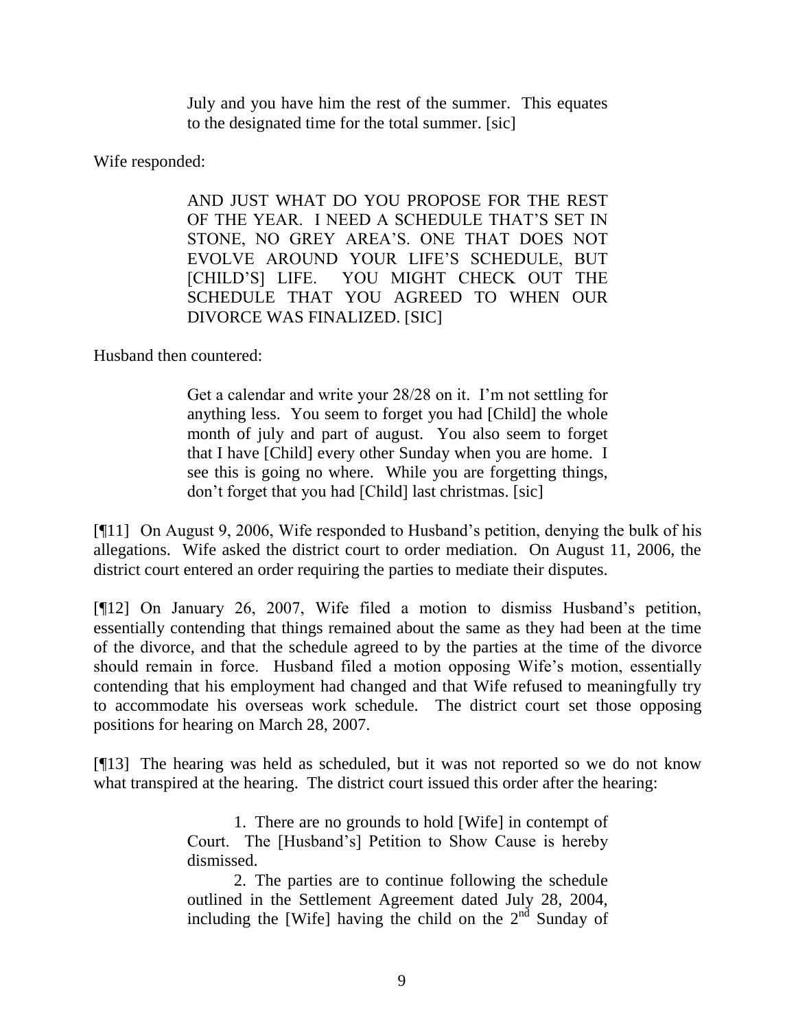> July and you have him the rest of the summer. This equates to the designated time for the total summer. [sic]

Wife responded:

> AND JUST WHAT DO YOU PROPOSE FOR THE REST OF THE YEAR. I NEED A SCHEDULE THAT'S SET IN STONE, NO GREY AREA'S. ONE THAT DOES NOT EVOLVE AROUND YOUR LIFE'S SCHEDULE, BUT [CHILD'S] LIFE. YOU MIGHT CHECK OUT THE SCHEDULE THAT YOU AGREED TO WHEN OUR DIVORCE WAS FINALIZED. [SIC]

Husband then countered:

> Get a calendar and write your 28/28 on it. I'm not settling for anything less. You seem to forget you had [Child] the whole month of july and part of august. You also seem to forget that I have [Child] every other Sunday when you are home. I see this is going no where. While you are forgetting things, don't forget that you had [Child] last christmas. [sic]

[¶11] On August 9, 2006, Wife responded to Husband's petition, denying the bulk of his allegations. Wife asked the district court to order mediation. On August 11, 2006, the district court entered an order requiring the parties to mediate their disputes.

[¶12] On January 26, 2007, Wife filed a motion to dismiss Husband's petition, essentially contending that things remained about the same as they had been at the time of the divorce, and that the schedule agreed to by the parties at the time of the divorce should remain in force. Husband filed a motion opposing Wife's motion, essentially contending that his employment had changed and that Wife refused to meaningfully try to accommodate his overseas work schedule. The district court set those opposing positions for hearing on March 28, 2007.

[¶13] The hearing was held as scheduled, but it was not reported so we do not know what transpired at the hearing. The district court issued this order after the hearing:

> 1. There are no grounds to hold [Wife] in contempt of Court. The [Husband's] Petition to Show Cause is hereby dismissed.
>
> 2. The parties are to continue following the schedule outlined in the Settlement Agreement dated July 28, 2004, including the [Wife] having the child on the 2nd Sunday of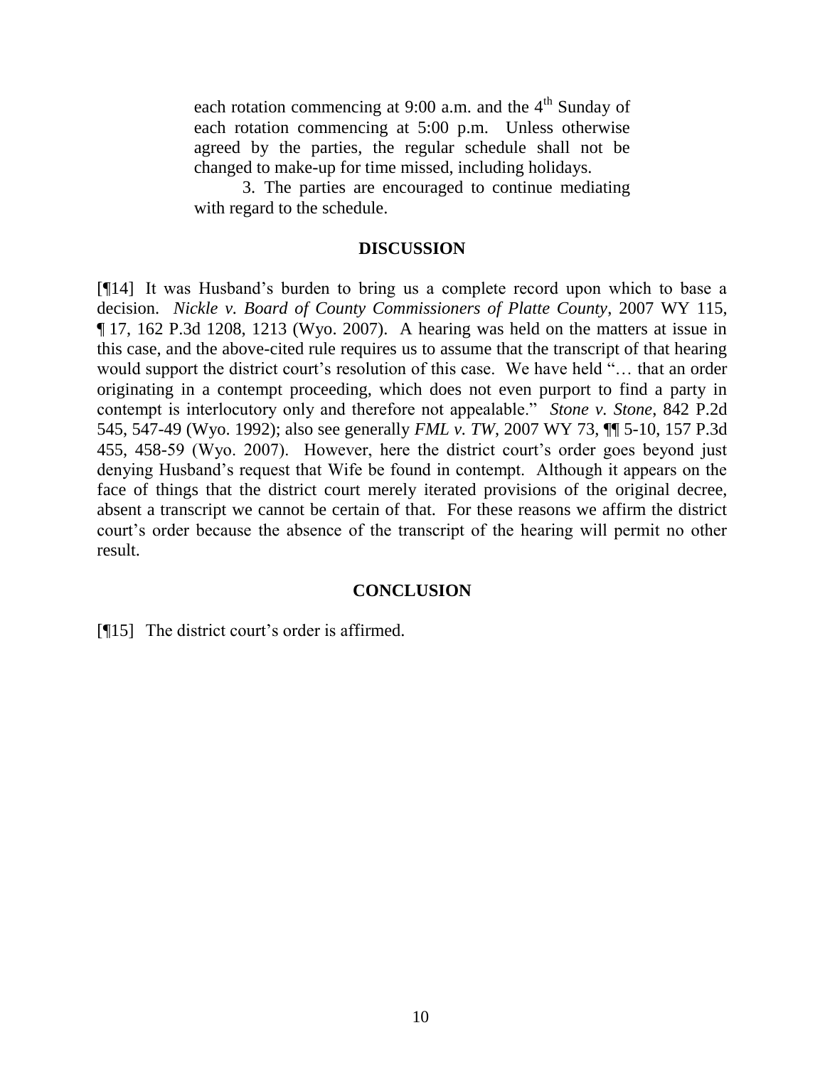> each rotation commencing at 9:00 a.m. and the 4th Sunday of each rotation commencing at 5:00 p.m. Unless otherwise agreed by the parties, the regular schedule shall not be changed to make-up for time missed, including holidays.
>
> 3. The parties are encouraged to continue mediating with regard to the schedule.

## DISCUSSION

[¶14] It was Husband's burden to bring us a complete record upon which to base a decision. *Nickle v. Board of County Commissioners of Platte County*, 2007 WY 115, ¶ 17, 162 P.3d 1208, 1213 (Wyo. 2007). A hearing was held on the matters at issue in this case, and the above-cited rule requires us to assume that the transcript of that hearing would support the district court's resolution of this case. We have held "… that an order originating in a contempt proceeding, which does not even purport to find a party in contempt is interlocutory only and therefore not appealable." *Stone v. Stone*, 842 P.2d 545, 547-49 (Wyo. 1992); also see generally *FML v. TW*, 2007 WY 73, ¶¶ 5-10, 157 P.3d 455, 458-59 (Wyo. 2007). However, here the district court's order goes beyond just denying Husband's request that Wife be found in contempt. Although it appears on the face of things that the district court merely iterated provisions of the original decree, absent a transcript we cannot be certain of that. For these reasons we affirm the district court's order because the absence of the transcript of the hearing will permit no other result.

## CONCLUSION

[¶15] The district court's order is affirmed.